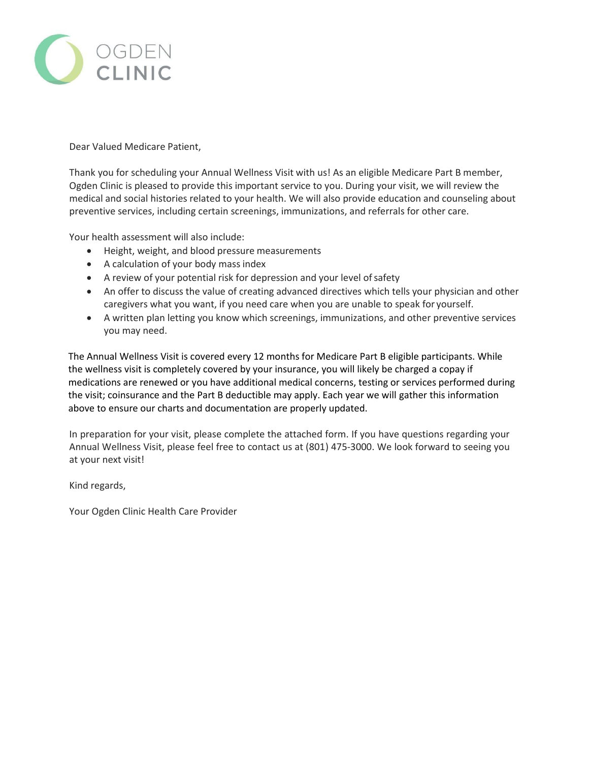OGDEN CLINIC

Dear Valued Medicare Patient,

Thank you for scheduling your Annual Wellness Visit with us! As an eligible Medicare Part B member, Ogden Clinic is pleased to provide this important service to you. During your visit, we will review the medical and social histories related to your health. We will also provide education and counseling about preventive services, including certain screenings, immunizations, and referrals for other care.

Your health assessment will also include:

- Height, weight, and blood pressure measurements
- A calculation of your body mass index
- A review of your potential risk for depression and your level of safety
- An offer to discuss the value of creating advanced directives which tells your physician and other caregivers what you want, if you need care when you are unable to speak for yourself.
- A written plan letting you know which screenings, immunizations, and other preventive services you may need.

The Annual Wellness Visit is covered every 12 months for Medicare Part B eligible participants. While the wellness visit is completely covered by your insurance, you will likely be charged a copay if medications are renewed or you have additional medical concerns, testing or services performed during the visit; coinsurance and the Part B deductible may apply. Each year we will gather this information above to ensure our charts and documentation are properly updated.

In preparation for your visit, please complete the attached form. If you have questions regarding your Annual Wellness Visit, please feel free to contact us at (801) 475-3000. We look forward to seeing you at your next visit!

Kind regards,

Your Ogden Clinic Health Care Provider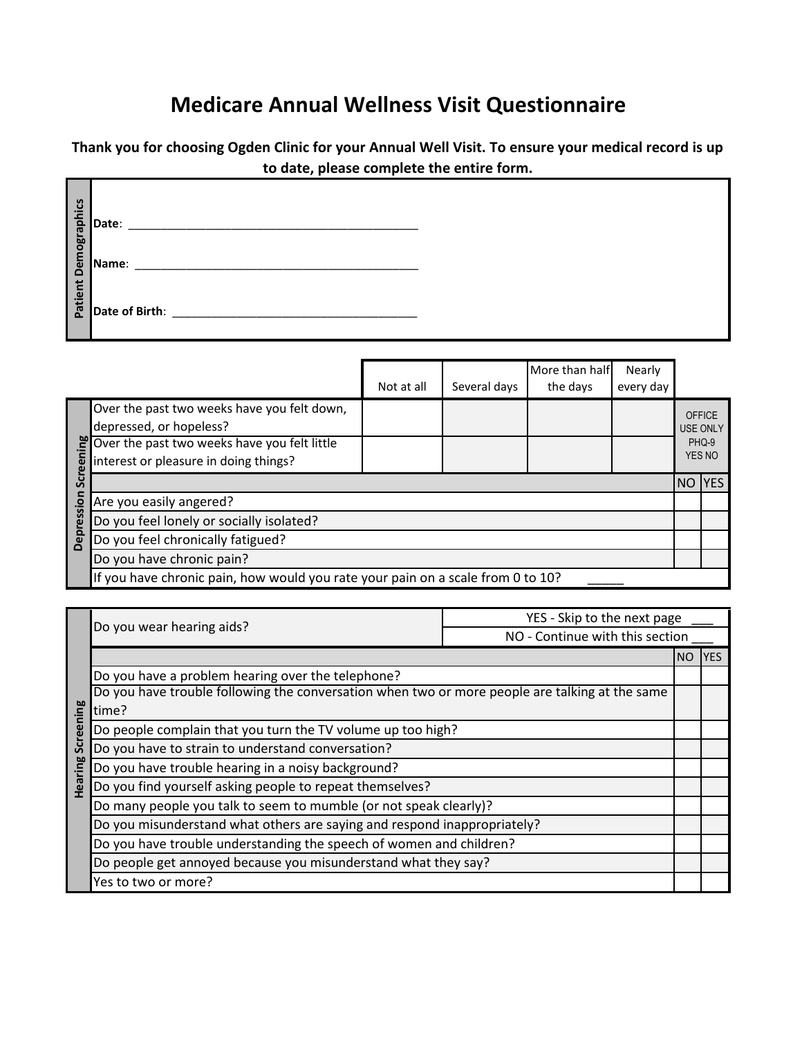# Medicare Annual Wellness Visit Questionnaire

**Thank you for choosing Ogden Clinic for your Annual Well Visit. To ensure your medical record is up to date, please complete the entire form.**

## Patient Demographics

**Date**: ___________________________________________

**Name**: ___________________________________________

**Date of Birth**: ______________________________________

## Depression Screening

| | Not at all | Several days | More than half the days | Nearly every day | OFFICE USE ONLY PHQ-9 YES NO | |
|---|---|---|---|---|---|---|
| Over the past two weeks have you felt down, depressed, or hopeless? | | | | | | |
| Over the past two weeks have you felt little interest or pleasure in doing things? | | | | | | |
| | | | | | NO | YES |
| Are you easily angered? | | | | | | |
| Do you feel lonely or socially isolated? | | | | | | |
| Do you feel chronically fatigued? | | | | | | |
| Do you have chronic pain? | | | | | | |
| If you have chronic pain, how would you rate your pain on a scale from 0 to 10? _____ | | | | | | |

## Hearing Screening

| Do you wear hearing aids? | YES - Skip to the next page ___ NO - Continue with this section ___ | |
|---|---|---|
| | NO | YES |
| Do you have a problem hearing over the telephone? | | |
| Do you have trouble following the conversation when two or more people are talking at the same time? | | |
| Do people complain that you turn the TV volume up too high? | | |
| Do you have to strain to understand conversation? | | |
| Do you have trouble hearing in a noisy background? | | |
| Do you find yourself asking people to repeat themselves? | | |
| Do many people you talk to seem to mumble (or not speak clearly)? | | |
| Do you misunderstand what others are saying and respond inappropriately? | | |
| Do you have trouble understanding the speech of women and children? | | |
| Do people get annoyed because you misunderstand what they say? | | |
| Yes to two or more? | | |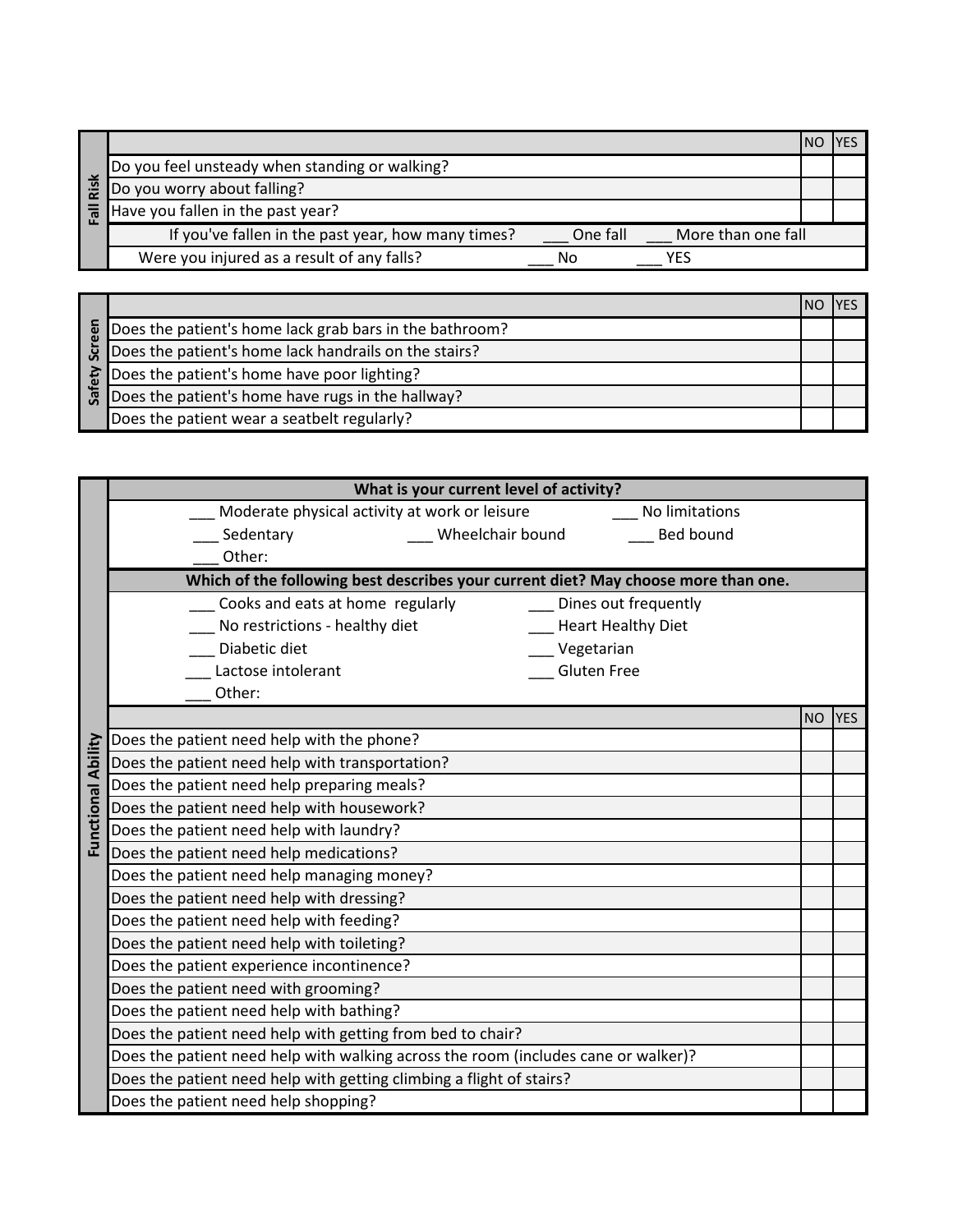## Fall Risk

| | NO | YES |
|---|---|---|
| Do you feel unsteady when standing or walking? | | |
| Do you worry about falling? | | |
| Have you fallen in the past year? | | |
| If you've fallen in the past year, how many times? ___ One fall ___ More than one fall | | |
| Were you injured as a result of any falls? ___ No ___ YES | | |

## Safety Screen

| | NO | YES |
|---|---|---|
| Does the patient's home lack grab bars in the bathroom? | | |
| Does the patient's home lack handrails on the stairs? | | |
| Does the patient's home have poor lighting? | | |
| Does the patient's home have rugs in the hallway? | | |
| Does the patient wear a seatbelt regularly? | | |

## Functional Ability

**What is your current level of activity?**

___ Moderate physical activity at work or leisure
___ No limitations
___ Sedentary
___ Wheelchair bound
___ Bed bound
___ Other:

**Which of the following best describes your current diet? May choose more than one.**

___ Cooks and eats at home regularly
___ Dines out frequently
___ No restrictions - healthy diet
___ Heart Healthy Diet
___ Diabetic diet
___ Vegetarian
___ Lactose intolerant
___ Gluten Free
___ Other:

| | NO | YES |
|---|---|---|
| Does the patient need help with the phone? | | |
| Does the patient need help with transportation? | | |
| Does the patient need help preparing meals? | | |
| Does the patient need help with housework? | | |
| Does the patient need help with laundry? | | |
| Does the patient need help medications? | | |
| Does the patient need help managing money? | | |
| Does the patient need help with dressing? | | |
| Does the patient need help with feeding? | | |
| Does the patient need help with toileting? | | |
| Does the patient experience incontinence? | | |
| Does the patient need with grooming? | | |
| Does the patient need help with bathing? | | |
| Does the patient need help with getting from bed to chair? | | |
| Does the patient need help with walking across the room (includes cane or walker)? | | |
| Does the patient need help with getting climbing a flight of stairs? | | |
| Does the patient need help shopping? | | |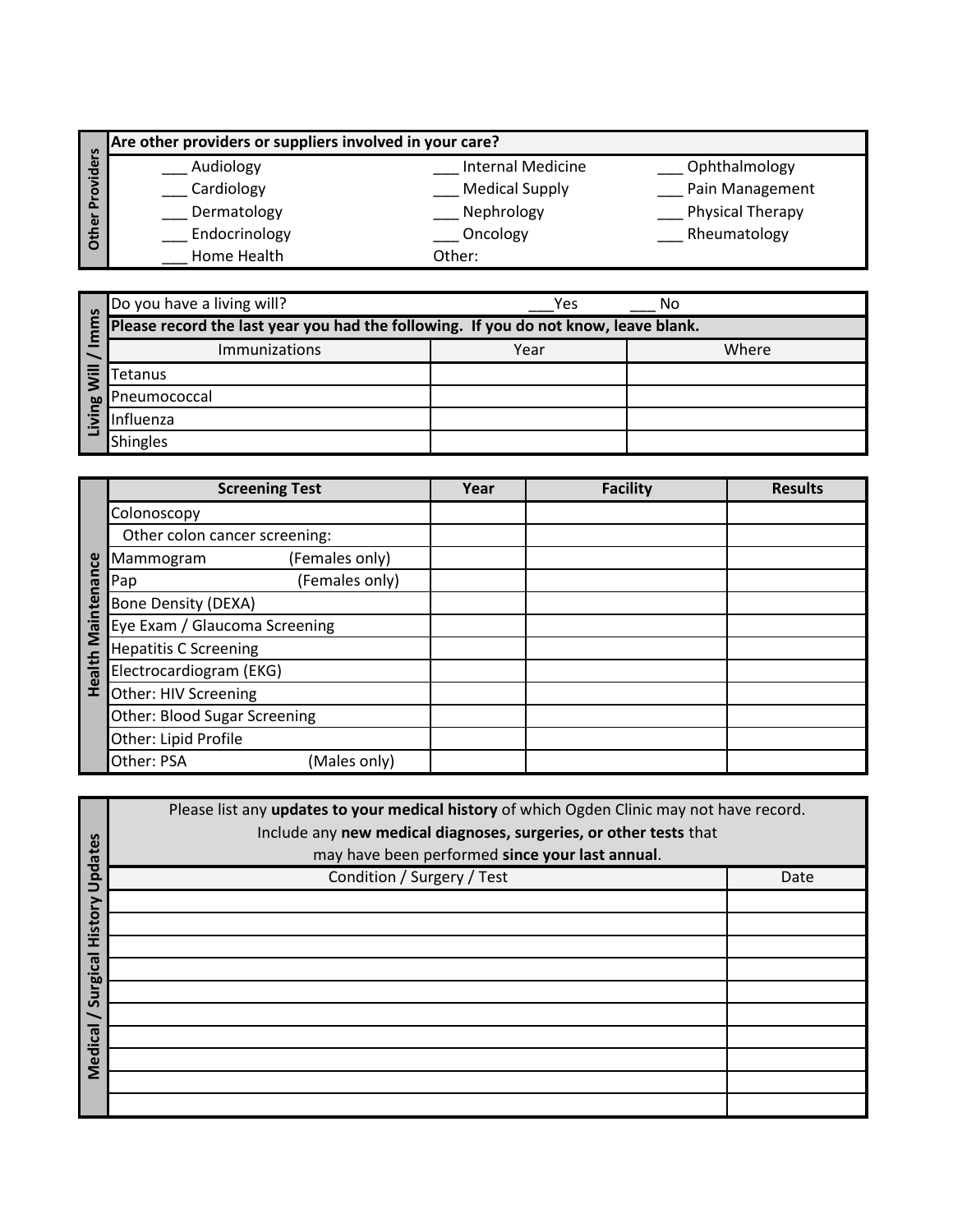## Other Providers

**Are other providers or suppliers involved in your care?**

| | | |
|---|---|---|
| ___ Audiology | ___ Internal Medicine | ___ Ophthalmology |
| ___ Cardiology | ___ Medical Supply | ___ Pain Management |
| ___ Dermatology | ___ Nephrology | ___ Physical Therapy |
| ___ Endocrinology | ___ Oncology | ___ Rheumatology |
| ___ Home Health | Other: | |

## Living Will / Imms

Do you have a living will? ___Yes ___ No

**Please record the last year you had the following. If you do not know, leave blank.**

| Immunizations | Year | Where |
|---|---|---|
| Tetanus | | |
| Pneumococcal | | |
| Influenza | | |
| Shingles | | |

## Health Maintenance

| **Screening Test** | **Year** | **Facility** | **Results** |
|---|---|---|---|
| Colonoscopy | | | |
| Other colon cancer screening: | | | |
| Mammogram (Females only) | | | |
| Pap (Females only) | | | |
| Bone Density (DEXA) | | | |
| Eye Exam / Glaucoma Screening | | | |
| Hepatitis C Screening | | | |
| Electrocardiogram (EKG) | | | |
| Other: HIV Screening | | | |
| Other: Blood Sugar Screening | | | |
| Other: Lipid Profile | | | |
| Other: PSA (Males only) | | | |

## Medical / Surgical History Updates

Please list any **updates to your medical history** of which Ogden Clinic may not have record. Include any **new medical diagnoses, surgeries, or other tests** that may have been performed **since your last annual**.

| Condition / Surgery / Test | Date |
|---|---|
| | |
| | |
| | |
| | |
| | |
| | |
| | |
| | |
| | |
| | |